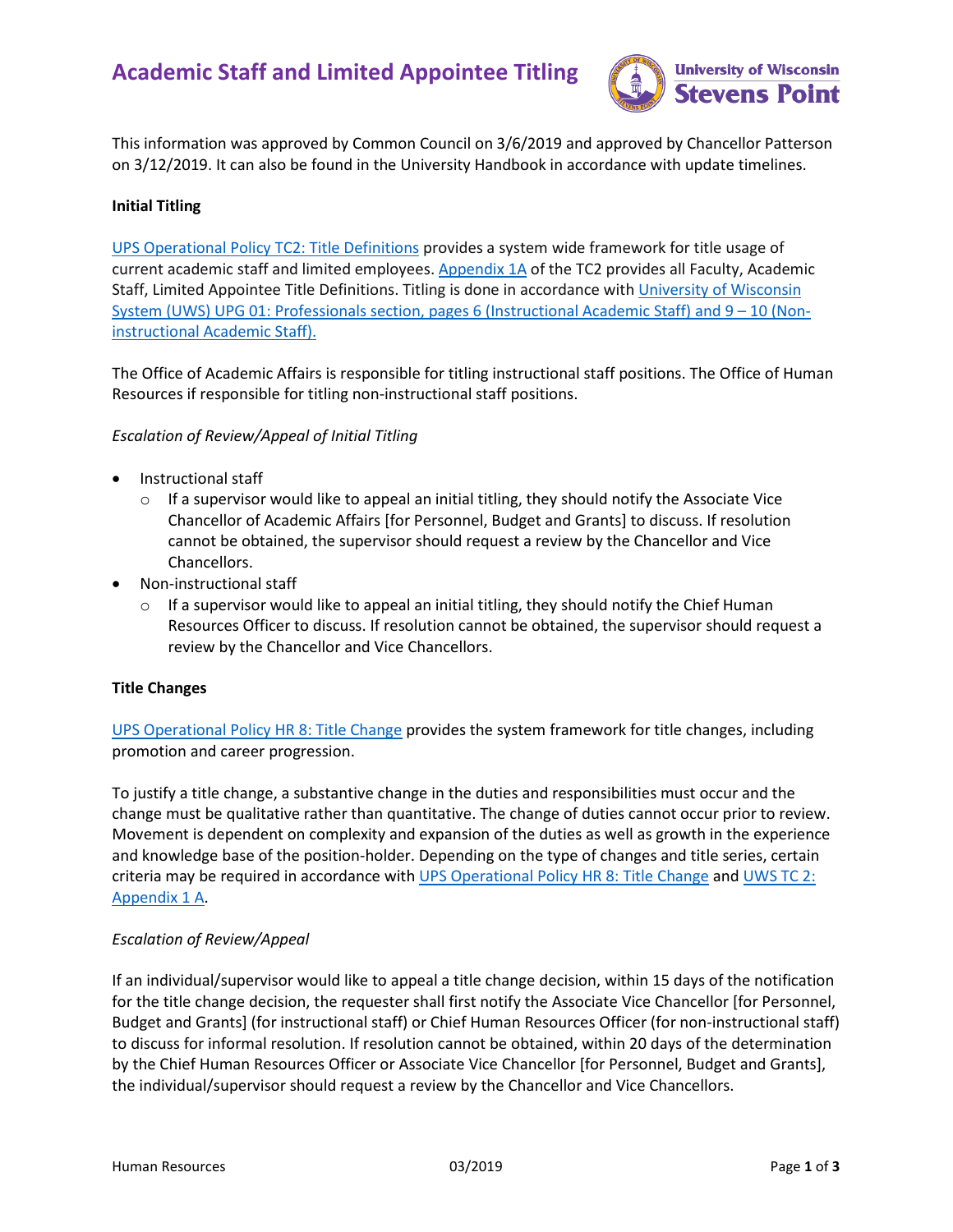# Academic Staff and Limited Appointee Titling

This information was approved by Common Council on 3/6/2019 and approved by Chancellor Patterson on 3/12/2019. It can also be found in the University Handbook in accordance with update timelines.

**Initial Titling**

UPS Operational Policy TC2: Title Definitions provides a system wide framework for title usage of current academic staff and limited employees. Appendix 1A of the TC2 provides all Faculty, Academic Staff, Limited Appointee Title Definitions. Titling is done in accordance with University of Wisconsin System (UWS) UPG 01: Professionals section, pages 6 (Instructional Academic Staff) and 9 – 10 (Non-instructional Academic Staff).

The Office of Academic Affairs is responsible for titling instructional staff positions. The Office of Human Resources if responsible for titling non-instructional staff positions.

*Escalation of Review/Appeal of Initial Titling*

- Instructional staff
  - If a supervisor would like to appeal an initial titling, they should notify the Associate Vice Chancellor of Academic Affairs [for Personnel, Budget and Grants] to discuss. If resolution cannot be obtained, the supervisor should request a review by the Chancellor and Vice Chancellors.
- Non-instructional staff
  - If a supervisor would like to appeal an initial titling, they should notify the Chief Human Resources Officer to discuss. If resolution cannot be obtained, the supervisor should request a review by the Chancellor and Vice Chancellors.

**Title Changes**

UPS Operational Policy HR 8: Title Change provides the system framework for title changes, including promotion and career progression.

To justify a title change, a substantive change in the duties and responsibilities must occur and the change must be qualitative rather than quantitative. The change of duties cannot occur prior to review. Movement is dependent on complexity and expansion of the duties as well as growth in the experience and knowledge base of the position-holder. Depending on the type of changes and title series, certain criteria may be required in accordance with UPS Operational Policy HR 8: Title Change and UWS TC 2: Appendix 1 A.

*Escalation of Review/Appeal*

If an individual/supervisor would like to appeal a title change decision, within 15 days of the notification for the title change decision, the requester shall first notify the Associate Vice Chancellor [for Personnel, Budget and Grants] (for instructional staff) or Chief Human Resources Officer (for non-instructional staff) to discuss for informal resolution. If resolution cannot be obtained, within 20 days of the determination by the Chief Human Resources Officer or Associate Vice Chancellor [for Personnel, Budget and Grants], the individual/supervisor should request a review by the Chancellor and Vice Chancellors.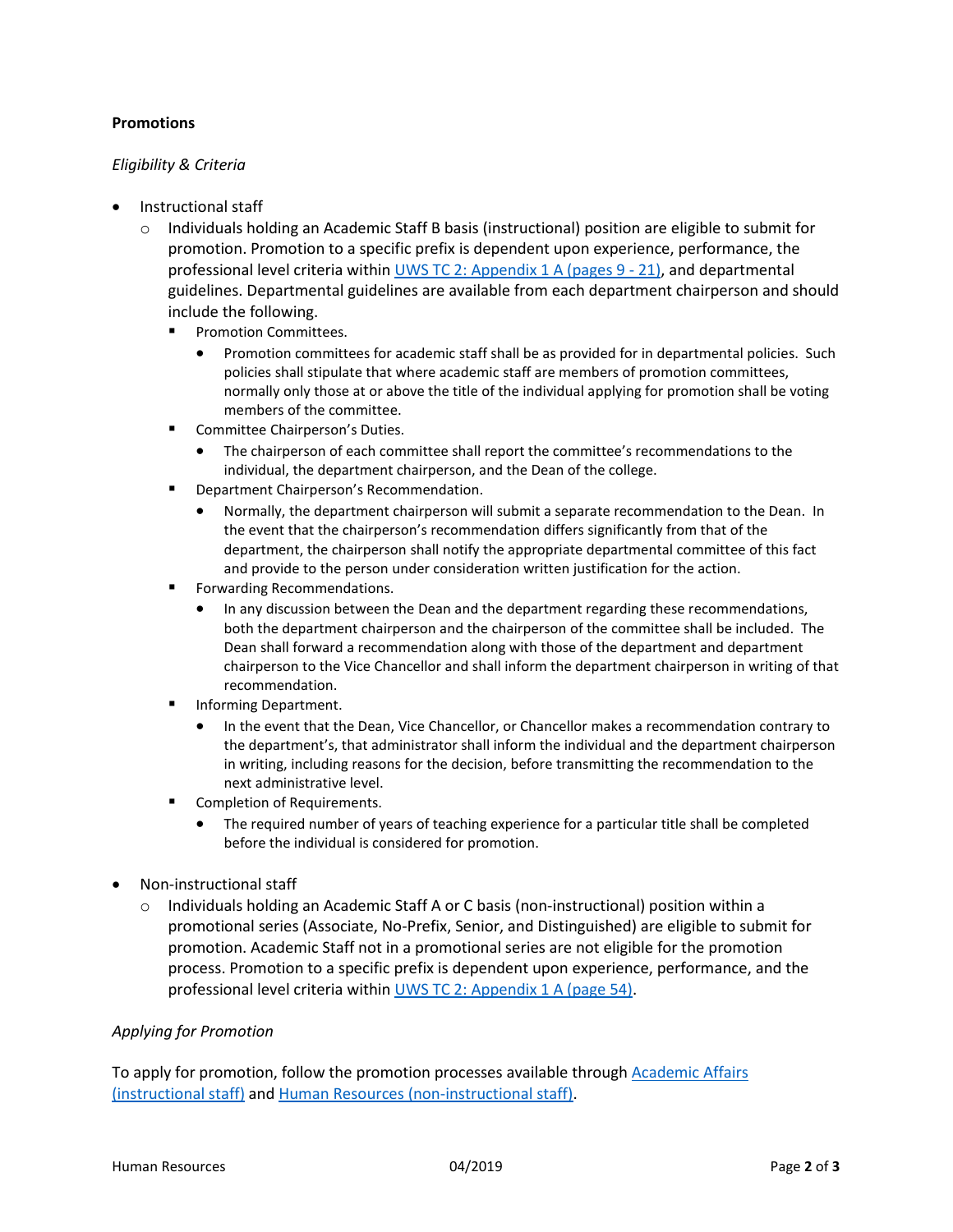**Promotions**

*Eligibility & Criteria*

- Instructional staff
  - Individuals holding an Academic Staff B basis (instructional) position are eligible to submit for promotion. Promotion to a specific prefix is dependent upon experience, performance, the professional level criteria within [UWS TC 2: Appendix 1 A (pages 9 - 21)](), and departmental guidelines. Departmental guidelines are available from each department chairperson and should include the following.
    - Promotion Committees.
      - Promotion committees for academic staff shall be as provided for in departmental policies. Such policies shall stipulate that where academic staff are members of promotion committees, normally only those at or above the title of the individual applying for promotion shall be voting members of the committee.
    - Committee Chairperson's Duties.
      - The chairperson of each committee shall report the committee's recommendations to the individual, the department chairperson, and the Dean of the college.
    - Department Chairperson's Recommendation.
      - Normally, the department chairperson will submit a separate recommendation to the Dean. In the event that the chairperson's recommendation differs significantly from that of the department, the chairperson shall notify the appropriate departmental committee of this fact and provide to the person under consideration written justification for the action.
    - Forwarding Recommendations.
      - In any discussion between the Dean and the department regarding these recommendations, both the department chairperson and the chairperson of the committee shall be included. The Dean shall forward a recommendation along with those of the department and department chairperson to the Vice Chancellor and shall inform the department chairperson in writing of that recommendation.
    - Informing Department.
      - In the event that the Dean, Vice Chancellor, or Chancellor makes a recommendation contrary to the department's, that administrator shall inform the individual and the department chairperson in writing, including reasons for the decision, before transmitting the recommendation to the next administrative level.
    - Completion of Requirements.
      - The required number of years of teaching experience for a particular title shall be completed before the individual is considered for promotion.

- Non-instructional staff
  - Individuals holding an Academic Staff A or C basis (non-instructional) position within a promotional series (Associate, No-Prefix, Senior, and Distinguished) are eligible to submit for promotion. Academic Staff not in a promotional series are not eligible for the promotion process. Promotion to a specific prefix is dependent upon experience, performance, and the professional level criteria within [UWS TC 2: Appendix 1 A (page 54)]().

*Applying for Promotion*

To apply for promotion, follow the promotion processes available through [Academic Affairs (instructional staff)]() and [Human Resources (non-instructional staff)]().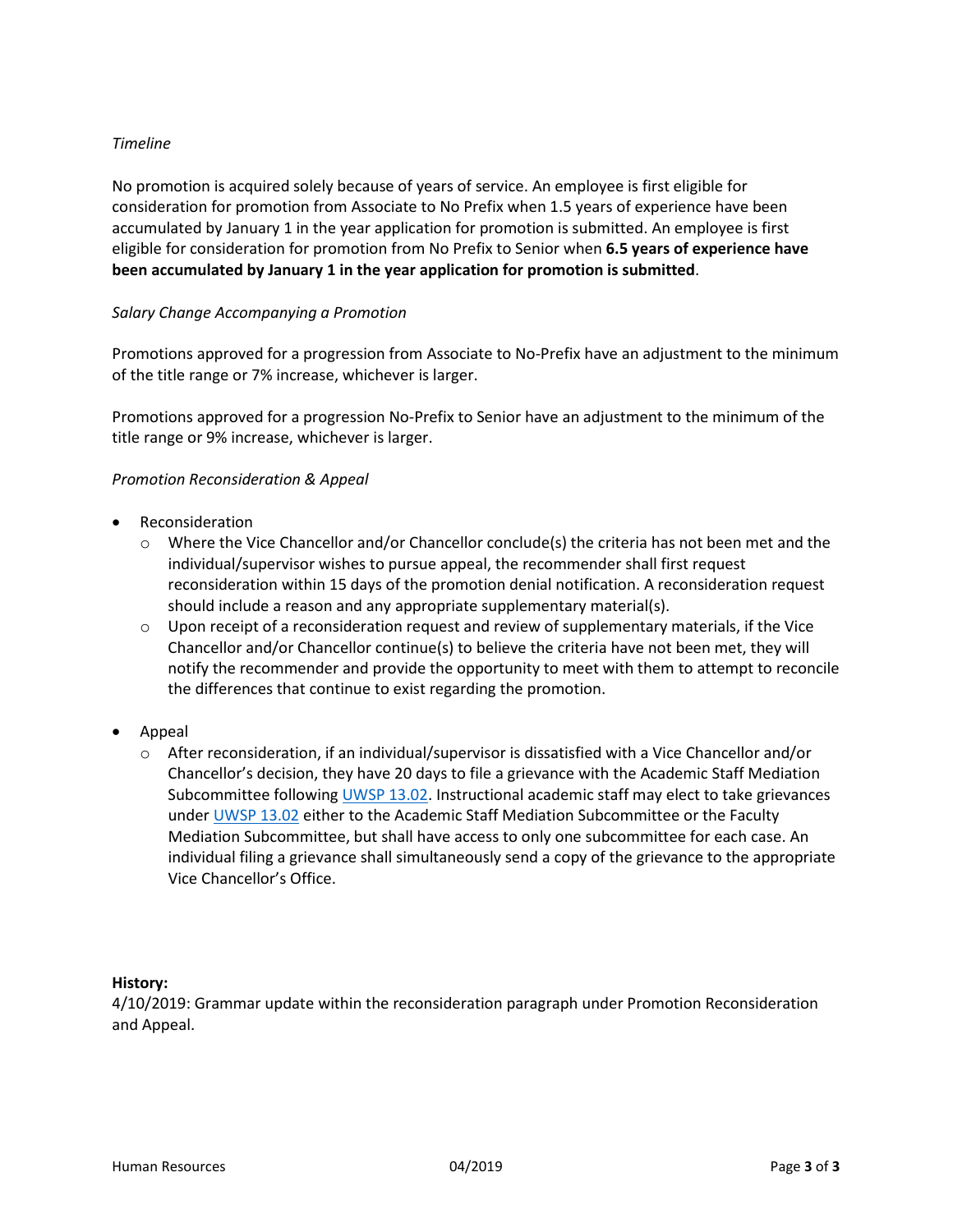*Timeline*

No promotion is acquired solely because of years of service. An employee is first eligible for consideration for promotion from Associate to No Prefix when 1.5 years of experience have been accumulated by January 1 in the year application for promotion is submitted. An employee is first eligible for consideration for promotion from No Prefix to Senior when **6.5 years of experience have been accumulated by January 1 in the year application for promotion is submitted**.

*Salary Change Accompanying a Promotion*

Promotions approved for a progression from Associate to No-Prefix have an adjustment to the minimum of the title range or 7% increase, whichever is larger.

Promotions approved for a progression No-Prefix to Senior have an adjustment to the minimum of the title range or 9% increase, whichever is larger.

*Promotion Reconsideration & Appeal*

- Reconsideration
  - Where the Vice Chancellor and/or Chancellor conclude(s) the criteria has not been met and the individual/supervisor wishes to pursue appeal, the recommender shall first request reconsideration within 15 days of the promotion denial notification. A reconsideration request should include a reason and any appropriate supplementary material(s).
  - Upon receipt of a reconsideration request and review of supplementary materials, if the Vice Chancellor and/or Chancellor continue(s) to believe the criteria have not been met, they will notify the recommender and provide the opportunity to meet with them to attempt to reconcile the differences that continue to exist regarding the promotion.

- Appeal
  - After reconsideration, if an individual/supervisor is dissatisfied with a Vice Chancellor and/or Chancellor's decision, they have 20 days to file a grievance with the Academic Staff Mediation Subcommittee following UWSP 13.02. Instructional academic staff may elect to take grievances under UWSP 13.02 either to the Academic Staff Mediation Subcommittee or the Faculty Mediation Subcommittee, but shall have access to only one subcommittee for each case. An individual filing a grievance shall simultaneously send a copy of the grievance to the appropriate Vice Chancellor's Office.

**History:**
4/10/2019: Grammar update within the reconsideration paragraph under Promotion Reconsideration and Appeal.